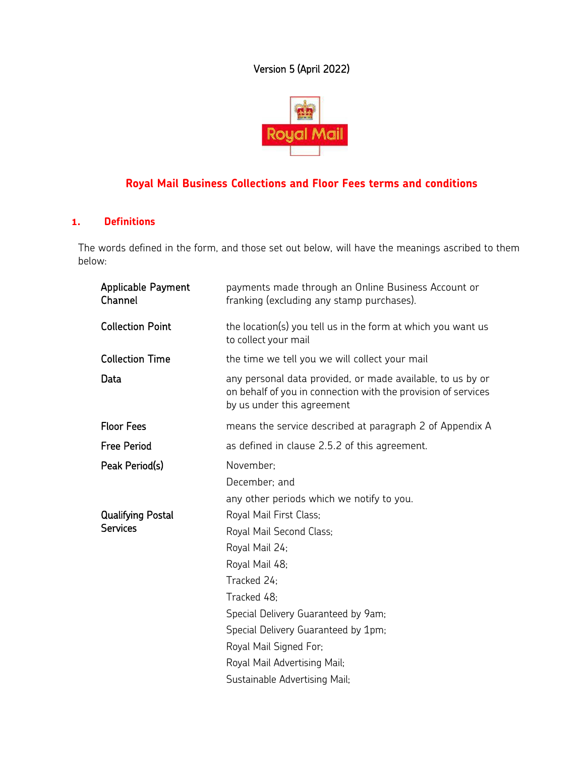Version 5 (April 2022)

# Royal Mail Business Collections and Floor Fees terms and conditions

## 1. Definitions

The words defined in the form, and those set out below, will have the meanings ascribed to them below:

| | |
|---|---|
| **Applicable Payment Channel** | payments made through an Online Business Account or franking (excluding any stamp purchases). |
| **Collection Point** | the location(s) you tell us in the form at which you want us to collect your mail |
| **Collection Time** | the time we tell you we will collect your mail |
| **Data** | any personal data provided, or made available, to us by or on behalf of you in connection with the provision of services by us under this agreement |
| **Floor Fees** | means the service described at paragraph 2 of Appendix A |
| **Free Period** | as defined in clause 2.5.2 of this agreement. |
| **Peak Period(s)** | November; <br> December; and <br> any other periods which we notify to you. |
| **Qualifying Postal Services** | Royal Mail First Class; <br> Royal Mail Second Class; <br> Royal Mail 24; <br> Royal Mail 48; <br> Tracked 24; <br> Tracked 48; <br> Special Delivery Guaranteed by 9am; <br> Special Delivery Guaranteed by 1pm; <br> Royal Mail Signed For; <br> Royal Mail Advertising Mail; <br> Sustainable Advertising Mail; |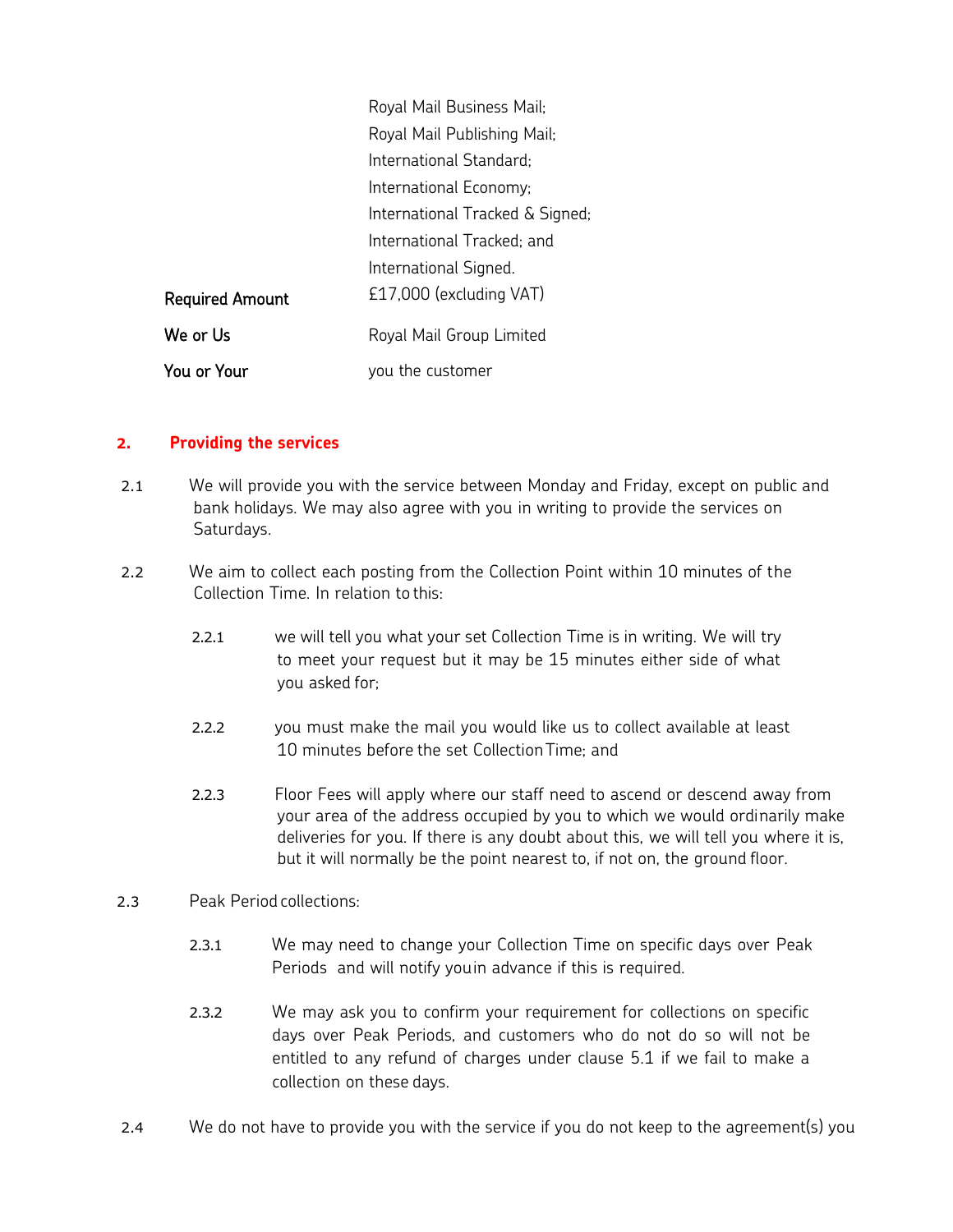| | |
|---|---|
| | Royal Mail Business Mail; |
| | Royal Mail Publishing Mail; |
| | International Standard; |
| | International Economy; |
| | International Tracked & Signed; |
| | International Tracked; and |
| | International Signed. |
| Required Amount | £17,000 (excluding VAT) |
| We or Us | Royal Mail Group Limited |
| You or Your | you the customer |

## 2. Providing the services

2.1 We will provide you with the service between Monday and Friday, except on public and bank holidays. We may also agree with you in writing to provide the services on Saturdays.

2.2 We aim to collect each posting from the Collection Point within 10 minutes of the Collection Time. In relation to this:

2.2.1 we will tell you what your set Collection Time is in writing. We will try to meet your request but it may be 15 minutes either side of what you asked for;

2.2.2 you must make the mail you would like us to collect available at least 10 minutes before the set Collection Time; and

2.2.3 Floor Fees will apply where our staff need to ascend or descend away from your area of the address occupied by you to which we would ordinarily make deliveries for you. If there is any doubt about this, we will tell you where it is, but it will normally be the point nearest to, if not on, the ground floor.

2.3 Peak Period collections:

2.3.1 We may need to change your Collection Time on specific days over Peak Periods and will notify you in advance if this is required.

2.3.2 We may ask you to confirm your requirement for collections on specific days over Peak Periods, and customers who do not do so will not be entitled to any refund of charges under clause 5.1 if we fail to make a collection on these days.

2.4 We do not have to provide you with the service if you do not keep to the agreement(s) you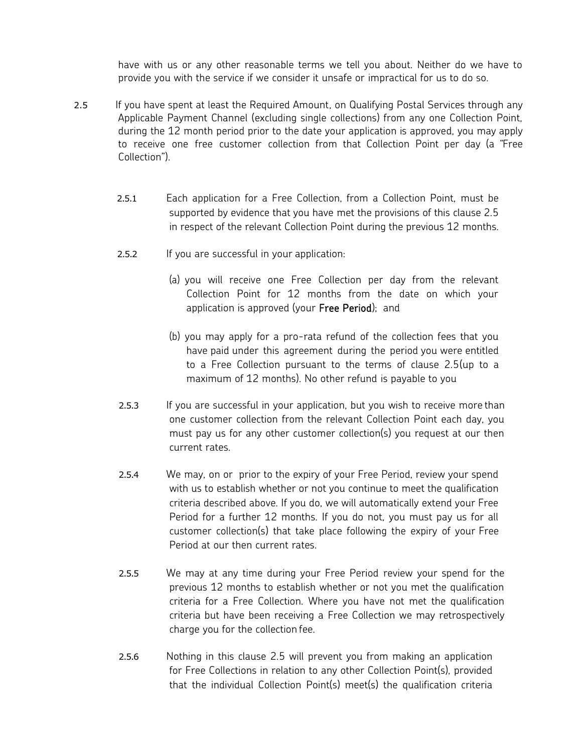have with us or any other reasonable terms we tell you about. Neither do we have to provide you with the service if we consider it unsafe or impractical for us to do so.

2.5 If you have spent at least the Required Amount, on Qualifying Postal Services through any Applicable Payment Channel (excluding single collections) from any one Collection Point, during the 12 month period prior to the date your application is approved, you may apply to receive one free customer collection from that Collection Point per day (a "Free Collection").

2.5.1 Each application for a Free Collection, from a Collection Point, must be supported by evidence that you have met the provisions of this clause 2.5 in respect of the relevant Collection Point during the previous 12 months.

2.5.2 If you are successful in your application:

(a) you will receive one Free Collection per day from the relevant Collection Point for 12 months from the date on which your application is approved (your **Free Period**); and

(b) you may apply for a pro-rata refund of the collection fees that you have paid under this agreement during the period you were entitled to a Free Collection pursuant to the terms of clause 2.5(up to a maximum of 12 months). No other refund is payable to you

2.5.3 If you are successful in your application, but you wish to receive more than one customer collection from the relevant Collection Point each day, you must pay us for any other customer collection(s) you request at our then current rates.

2.5.4 We may, on or prior to the expiry of your Free Period, review your spend with us to establish whether or not you continue to meet the qualification criteria described above. If you do, we will automatically extend your Free Period for a further 12 months. If you do not, you must pay us for all customer collection(s) that take place following the expiry of your Free Period at our then current rates.

2.5.5 We may at any time during your Free Period review your spend for the previous 12 months to establish whether or not you met the qualification criteria for a Free Collection. Where you have not met the qualification criteria but have been receiving a Free Collection we may retrospectively charge you for the collection fee.

2.5.6 Nothing in this clause 2.5 will prevent you from making an application for Free Collections in relation to any other Collection Point(s), provided that the individual Collection Point(s) meet(s) the qualification criteria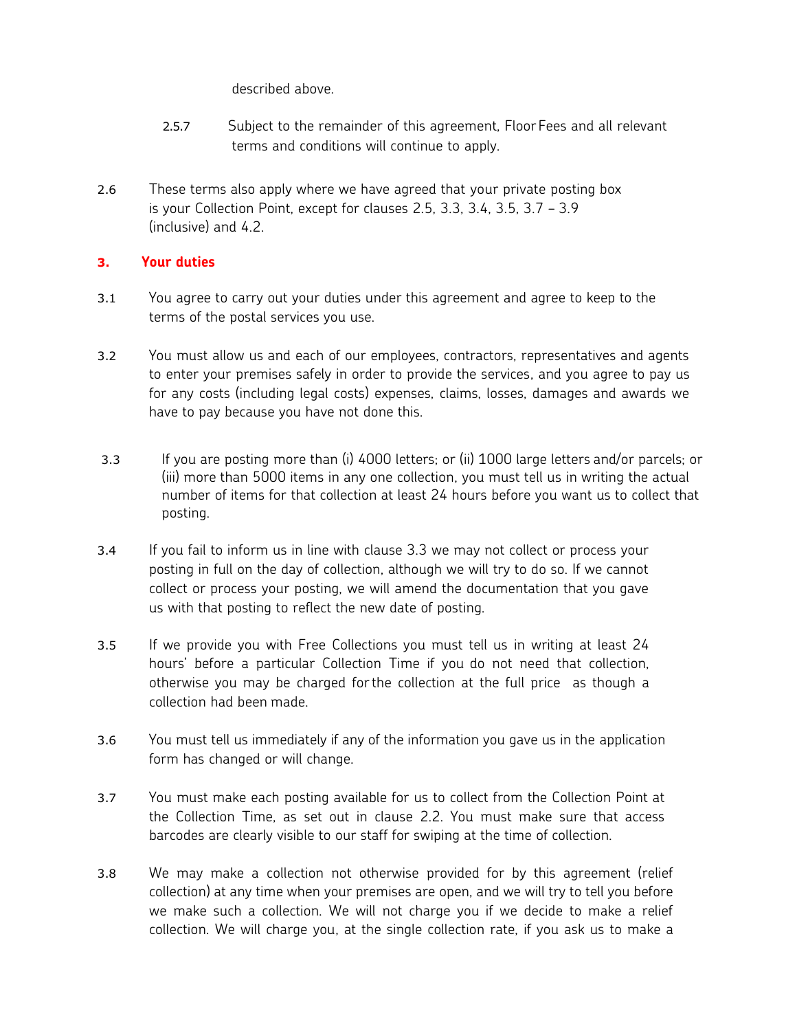described above.

2.5.7 Subject to the remainder of this agreement, Floor Fees and all relevant terms and conditions will continue to apply.

2.6 These terms also apply where we have agreed that your private posting box is your Collection Point, except for clauses 2.5, 3.3, 3.4, 3.5, 3.7 – 3.9 (inclusive) and 4.2.

## 3. Your duties

3.1 You agree to carry out your duties under this agreement and agree to keep to the terms of the postal services you use.

3.2 You must allow us and each of our employees, contractors, representatives and agents to enter your premises safely in order to provide the services, and you agree to pay us for any costs (including legal costs) expenses, claims, losses, damages and awards we have to pay because you have not done this.

3.3 If you are posting more than (i) 4000 letters; or (ii) 1000 large letters and/or parcels; or (iii) more than 5000 items in any one collection, you must tell us in writing the actual number of items for that collection at least 24 hours before you want us to collect that posting.

3.4 If you fail to inform us in line with clause 3.3 we may not collect or process your posting in full on the day of collection, although we will try to do so. If we cannot collect or process your posting, we will amend the documentation that you gave us with that posting to reflect the new date of posting.

3.5 If we provide you with Free Collections you must tell us in writing at least 24 hours' before a particular Collection Time if you do not need that collection, otherwise you may be charged for the collection at the full price as though a collection had been made.

3.6 You must tell us immediately if any of the information you gave us in the application form has changed or will change.

3.7 You must make each posting available for us to collect from the Collection Point at the Collection Time, as set out in clause 2.2. You must make sure that access barcodes are clearly visible to our staff for swiping at the time of collection.

3.8 We may make a collection not otherwise provided for by this agreement (relief collection) at any time when your premises are open, and we will try to tell you before we make such a collection. We will not charge you if we decide to make a relief collection. We will charge you, at the single collection rate, if you ask us to make a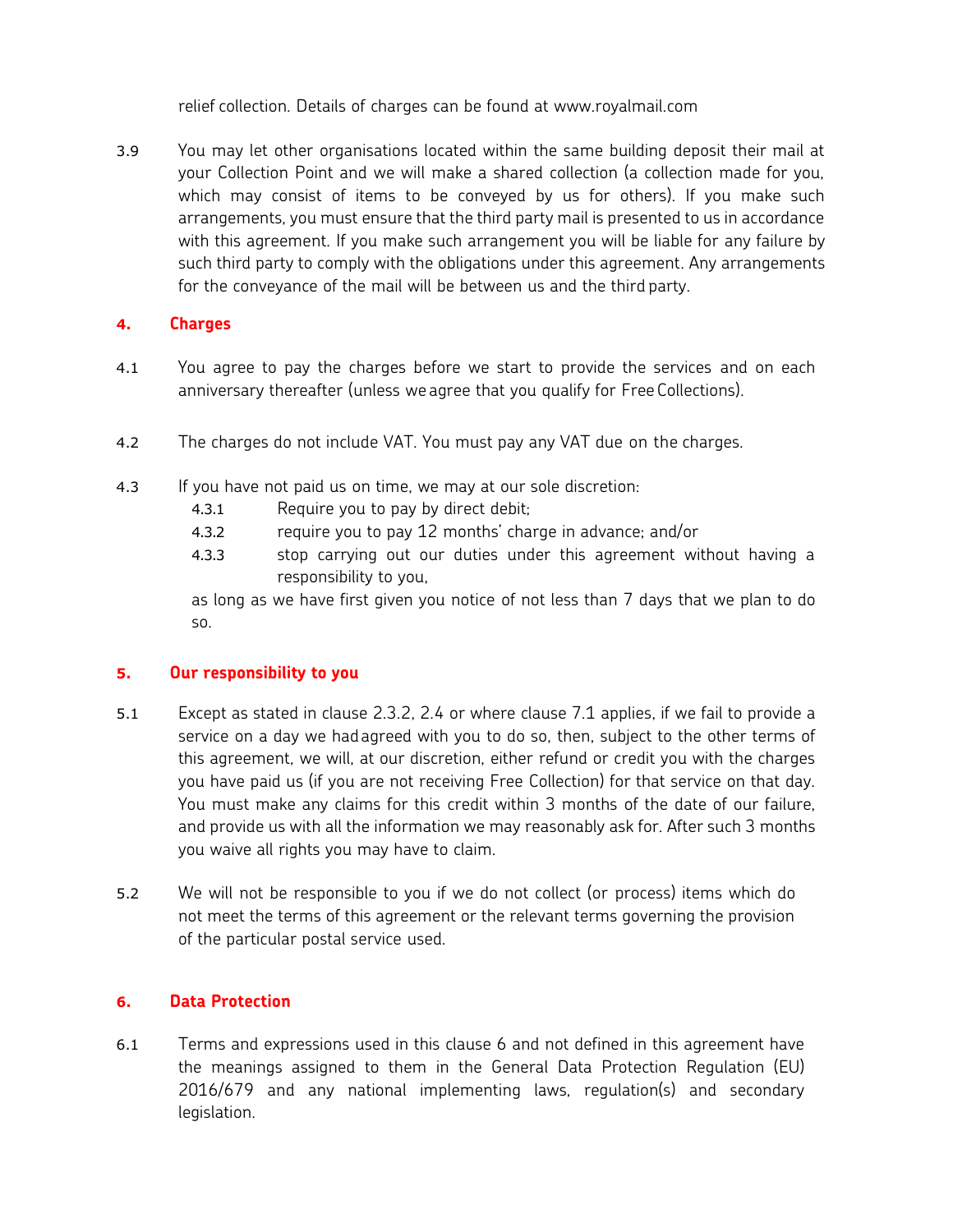relief collection. Details of charges can be found at www.royalmail.com

3.9 You may let other organisations located within the same building deposit their mail at your Collection Point and we will make a shared collection (a collection made for you, which may consist of items to be conveyed by us for others). If you make such arrangements, you must ensure that the third party mail is presented to us in accordance with this agreement. If you make such arrangement you will be liable for any failure by such third party to comply with the obligations under this agreement. Any arrangements for the conveyance of the mail will be between us and the third party.

## 4. Charges

4.1 You agree to pay the charges before we start to provide the services and on each anniversary thereafter (unless we agree that you qualify for Free Collections).

4.2 The charges do not include VAT. You must pay any VAT due on the charges.

4.3 If you have not paid us on time, we may at our sole discretion:

- 4.3.1 Require you to pay by direct debit;
- 4.3.2 require you to pay 12 months' charge in advance; and/or
- 4.3.3 stop carrying out our duties under this agreement without having a responsibility to you,

as long as we have first given you notice of not less than 7 days that we plan to do so.

## 5. Our responsibility to you

5.1 Except as stated in clause 2.3.2, 2.4 or where clause 7.1 applies, if we fail to provide a service on a day we had agreed with you to do so, then, subject to the other terms of this agreement, we will, at our discretion, either refund or credit you with the charges you have paid us (if you are not receiving Free Collection) for that service on that day. You must make any claims for this credit within 3 months of the date of our failure, and provide us with all the information we may reasonably ask for. After such 3 months you waive all rights you may have to claim.

5.2 We will not be responsible to you if we do not collect (or process) items which do not meet the terms of this agreement or the relevant terms governing the provision of the particular postal service used.

## 6. Data Protection

6.1 Terms and expressions used in this clause 6 and not defined in this agreement have the meanings assigned to them in the General Data Protection Regulation (EU) 2016/679 and any national implementing laws, regulation(s) and secondary legislation.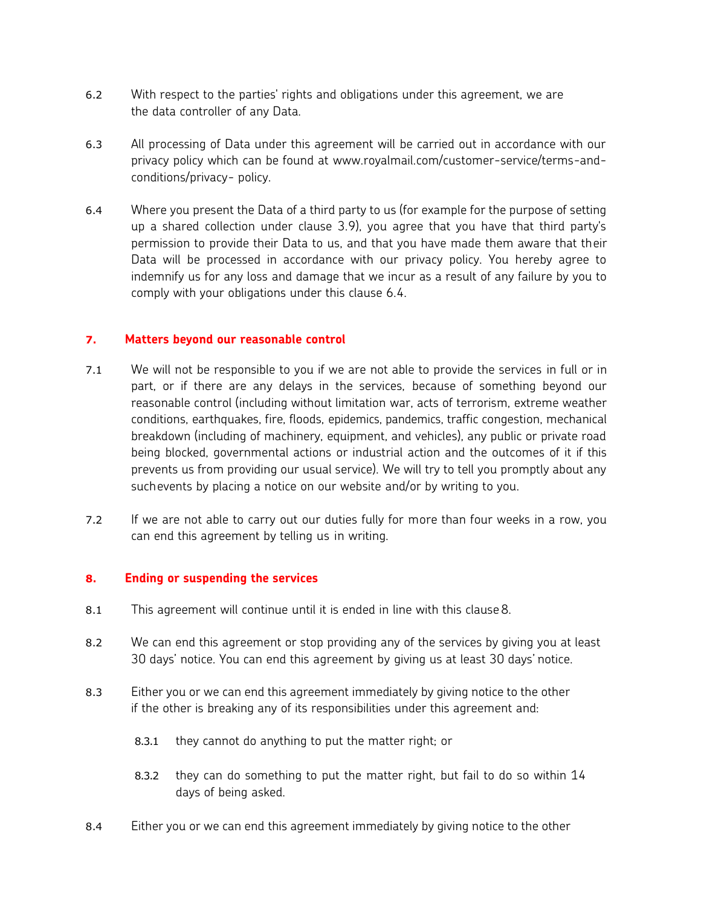6.2 With respect to the parties' rights and obligations under this agreement, we are the data controller of any Data.

6.3 All processing of Data under this agreement will be carried out in accordance with our privacy policy which can be found at www.royalmail.com/customer-service/terms-and-conditions/privacy- policy.

6.4 Where you present the Data of a third party to us (for example for the purpose of setting up a shared collection under clause 3.9), you agree that you have that third party's permission to provide their Data to us, and that you have made them aware that their Data will be processed in accordance with our privacy policy. You hereby agree to indemnify us for any loss and damage that we incur as a result of any failure by you to comply with your obligations under this clause 6.4.

## 7. Matters beyond our reasonable control

7.1 We will not be responsible to you if we are not able to provide the services in full or in part, or if there are any delays in the services, because of something beyond our reasonable control (including without limitation war, acts of terrorism, extreme weather conditions, earthquakes, fire, floods, epidemics, pandemics, traffic congestion, mechanical breakdown (including of machinery, equipment, and vehicles), any public or private road being blocked, governmental actions or industrial action and the outcomes of it if this prevents us from providing our usual service). We will try to tell you promptly about any such events by placing a notice on our website and/or by writing to you.

7.2 If we are not able to carry out our duties fully for more than four weeks in a row, you can end this agreement by telling us in writing.

## 8. Ending or suspending the services

8.1 This agreement will continue until it is ended in line with this clause 8.

8.2 We can end this agreement or stop providing any of the services by giving you at least 30 days' notice. You can end this agreement by giving us at least 30 days' notice.

8.3 Either you or we can end this agreement immediately by giving notice to the other if the other is breaking any of its responsibilities under this agreement and:

8.3.1 they cannot do anything to put the matter right; or

8.3.2 they can do something to put the matter right, but fail to do so within 14 days of being asked.

8.4 Either you or we can end this agreement immediately by giving notice to the other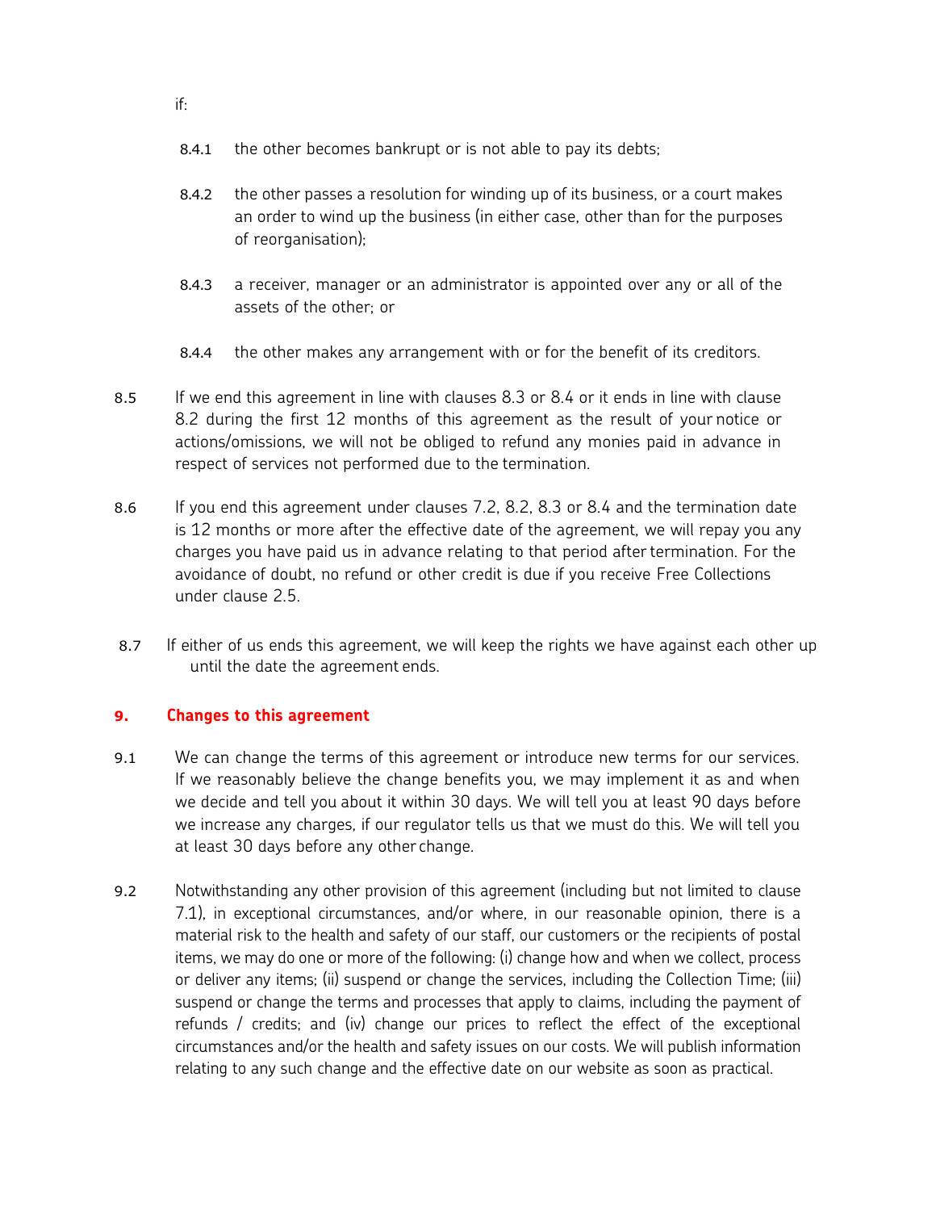if:

8.4.1 the other becomes bankrupt or is not able to pay its debts;

8.4.2 the other passes a resolution for winding up of its business, or a court makes an order to wind up the business (in either case, other than for the purposes of reorganisation);

8.4.3 a receiver, manager or an administrator is appointed over any or all of the assets of the other; or

8.4.4 the other makes any arrangement with or for the benefit of its creditors.

8.5 If we end this agreement in line with clauses 8.3 or 8.4 or it ends in line with clause 8.2 during the first 12 months of this agreement as the result of your notice or actions/omissions, we will not be obliged to refund any monies paid in advance in respect of services not performed due to the termination.

8.6 If you end this agreement under clauses 7.2, 8.2, 8.3 or 8.4 and the termination date is 12 months or more after the effective date of the agreement, we will repay you any charges you have paid us in advance relating to that period after termination. For the avoidance of doubt, no refund or other credit is due if you receive Free Collections under clause 2.5.

8.7 If either of us ends this agreement, we will keep the rights we have against each other up until the date the agreement ends.

## 9. Changes to this agreement

9.1 We can change the terms of this agreement or introduce new terms for our services. If we reasonably believe the change benefits you, we may implement it as and when we decide and tell you about it within 30 days. We will tell you at least 90 days before we increase any charges, if our regulator tells us that we must do this. We will tell you at least 30 days before any other change.

9.2 Notwithstanding any other provision of this agreement (including but not limited to clause 7.1), in exceptional circumstances, and/or where, in our reasonable opinion, there is a material risk to the health and safety of our staff, our customers or the recipients of postal items, we may do one or more of the following: (i) change how and when we collect, process or deliver any items; (ii) suspend or change the services, including the Collection Time; (iii) suspend or change the terms and processes that apply to claims, including the payment of refunds / credits; and (iv) change our prices to reflect the effect of the exceptional circumstances and/or the health and safety issues on our costs. We will publish information relating to any such change and the effective date on our website as soon as practical.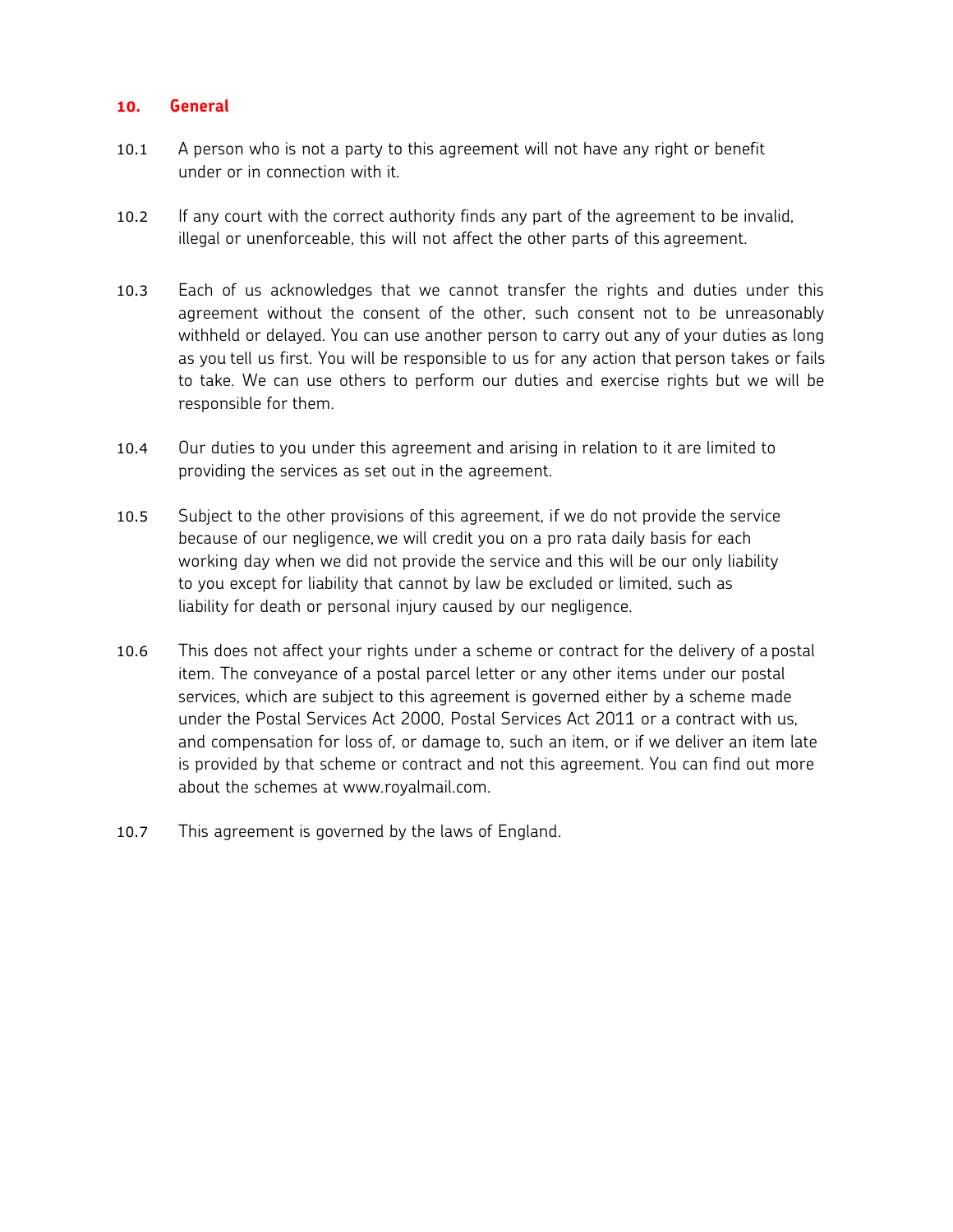## 10. General

10.1 A person who is not a party to this agreement will not have any right or benefit under or in connection with it.

10.2 If any court with the correct authority finds any part of the agreement to be invalid, illegal or unenforceable, this will not affect the other parts of this agreement.

10.3 Each of us acknowledges that we cannot transfer the rights and duties under this agreement without the consent of the other, such consent not to be unreasonably withheld or delayed. You can use another person to carry out any of your duties as long as you tell us first. You will be responsible to us for any action that person takes or fails to take. We can use others to perform our duties and exercise rights but we will be responsible for them.

10.4 Our duties to you under this agreement and arising in relation to it are limited to providing the services as set out in the agreement.

10.5 Subject to the other provisions of this agreement, if we do not provide the service because of our negligence, we will credit you on a pro rata daily basis for each working day when we did not provide the service and this will be our only liability to you except for liability that cannot by law be excluded or limited, such as liability for death or personal injury caused by our negligence.

10.6 This does not affect your rights under a scheme or contract for the delivery of a postal item. The conveyance of a postal parcel letter or any other items under our postal services, which are subject to this agreement is governed either by a scheme made under the Postal Services Act 2000, Postal Services Act 2011 or a contract with us, and compensation for loss of, or damage to, such an item, or if we deliver an item late is provided by that scheme or contract and not this agreement. You can find out more about the schemes at www.royalmail.com.

10.7 This agreement is governed by the laws of England.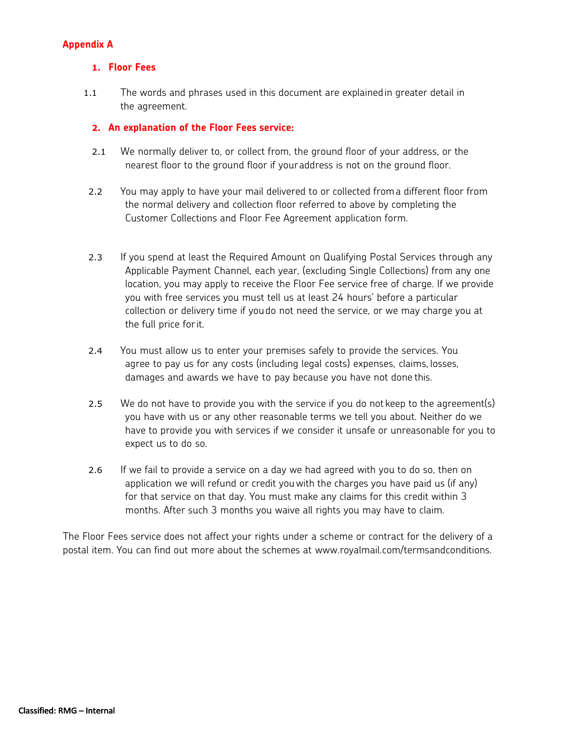## Appendix A

### 1. Floor Fees

1.1 The words and phrases used in this document are explained in greater detail in the agreement.

### 2. An explanation of the Floor Fees service:

2.1 We normally deliver to, or collect from, the ground floor of your address, or the nearest floor to the ground floor if your address is not on the ground floor.

2.2 You may apply to have your mail delivered to or collected from a different floor from the normal delivery and collection floor referred to above by completing the Customer Collections and Floor Fee Agreement application form.

2.3 If you spend at least the Required Amount on Qualifying Postal Services through any Applicable Payment Channel, each year, (excluding Single Collections) from any one location, you may apply to receive the Floor Fee service free of charge. If we provide you with free services you must tell us at least 24 hours' before a particular collection or delivery time if you do not need the service, or we may charge you at the full price for it.

2.4 You must allow us to enter your premises safely to provide the services. You agree to pay us for any costs (including legal costs) expenses, claims, losses, damages and awards we have to pay because you have not done this.

2.5 We do not have to provide you with the service if you do not keep to the agreement(s) you have with us or any other reasonable terms we tell you about. Neither do we have to provide you with services if we consider it unsafe or unreasonable for you to expect us to do so.

2.6 If we fail to provide a service on a day we had agreed with you to do so, then on application we will refund or credit you with the charges you have paid us (if any) for that service on that day. You must make any claims for this credit within 3 months. After such 3 months you waive all rights you may have to claim.

The Floor Fees service does not affect your rights under a scheme or contract for the delivery of a postal item. You can find out more about the schemes at www.royalmail.com/termsandconditions.